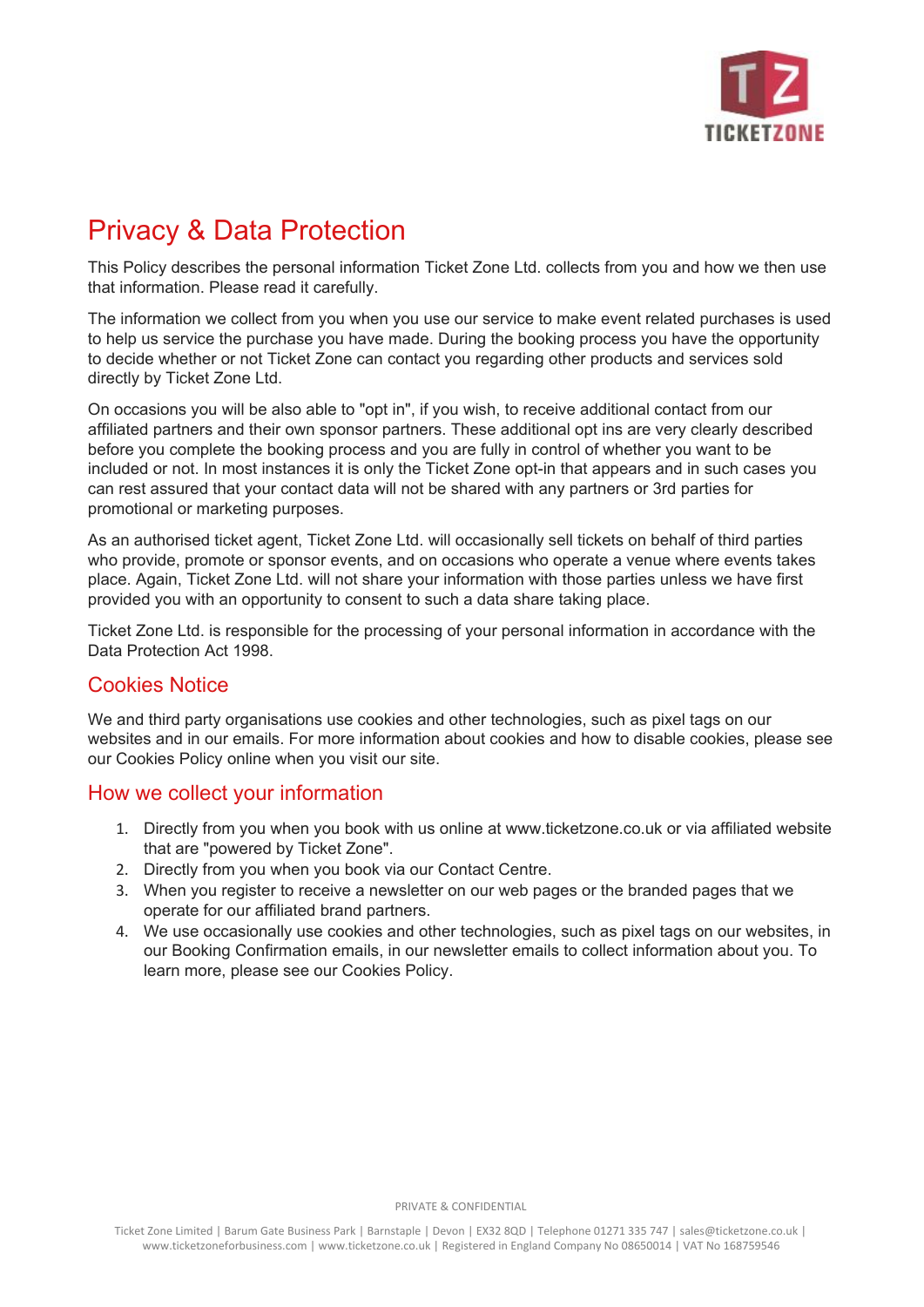# Privacy & Data Protection

This Policy describes the personal information Ticket Zone Ltd. collects from you and how we then use that information. Please read it carefully.

The information we collect from you when you use our service to make event related purchases is used to help us service the purchase you have made. During the booking process you have the opportunity to decide whether or not Ticket Zone can contact you regarding other products and services sold directly by Ticket Zone Ltd.

On occasions you will be also able to "opt in", if you wish, to receive additional contact from our affiliated partners and their own sponsor partners. These additional opt ins are very clearly described before you complete the booking process and you are fully in control of whether you want to be included or not. In most instances it is only the Ticket Zone opt-in that appears and in such cases you can rest assured that your contact data will not be shared with any partners or 3rd parties for promotional or marketing purposes.

As an authorised ticket agent, Ticket Zone Ltd. will occasionally sell tickets on behalf of third parties who provide, promote or sponsor events, and on occasions who operate a venue where events takes place. Again, Ticket Zone Ltd. will not share your information with those parties unless we have first provided you with an opportunity to consent to such a data share taking place.

Ticket Zone Ltd. is responsible for the processing of your personal information in accordance with the Data Protection Act 1998.

## Cookies Notice

We and third party organisations use cookies and other technologies, such as pixel tags on our websites and in our emails. For more information about cookies and how to disable cookies, please see our Cookies Policy online when you visit our site.

## How we collect your information

1. Directly from you when you book with us online at www.ticketzone.co.uk or via affiliated website that are "powered by Ticket Zone".
2. Directly from you when you book via our Contact Centre.
3. When you register to receive a newsletter on our web pages or the branded pages that we operate for our affiliated brand partners.
4. We use occasionally use cookies and other technologies, such as pixel tags on our websites, in our Booking Confirmation emails, in our newsletter emails to collect information about you. To learn more, please see our Cookies Policy.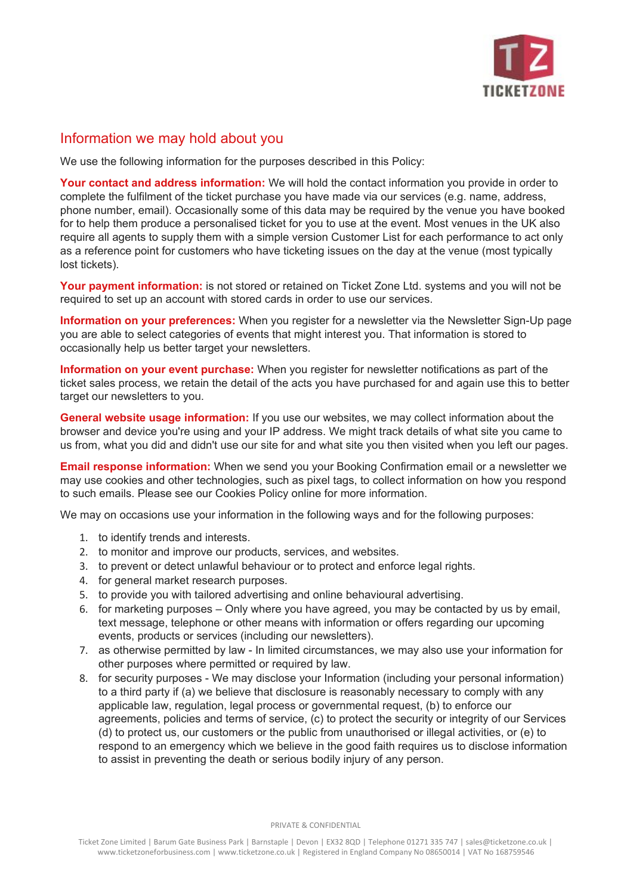## Information we may hold about you

We use the following information for the purposes described in this Policy:

**Your contact and address information:** We will hold the contact information you provide in order to complete the fulfilment of the ticket purchase you have made via our services (e.g. name, address, phone number, email). Occasionally some of this data may be required by the venue you have booked for to help them produce a personalised ticket for you to use at the event. Most venues in the UK also require all agents to supply them with a simple version Customer List for each performance to act only as a reference point for customers who have ticketing issues on the day at the venue (most typically lost tickets).

**Your payment information:** is not stored or retained on Ticket Zone Ltd. systems and you will not be required to set up an account with stored cards in order to use our services.

**Information on your preferences:** When you register for a newsletter via the Newsletter Sign-Up page you are able to select categories of events that might interest you. That information is stored to occasionally help us better target your newsletters.

**Information on your event purchase:** When you register for newsletter notifications as part of the ticket sales process, we retain the detail of the acts you have purchased for and again use this to better target our newsletters to you.

**General website usage information:** If you use our websites, we may collect information about the browser and device you're using and your IP address. We might track details of what site you came to us from, what you did and didn't use our site for and what site you then visited when you left our pages.

**Email response information:** When we send you your Booking Confirmation email or a newsletter we may use cookies and other technologies, such as pixel tags, to collect information on how you respond to such emails. Please see our Cookies Policy online for more information.

We may on occasions use your information in the following ways and for the following purposes:

1. to identify trends and interests.
2. to monitor and improve our products, services, and websites.
3. to prevent or detect unlawful behaviour or to protect and enforce legal rights.
4. for general market research purposes.
5. to provide you with tailored advertising and online behavioural advertising.
6. for marketing purposes – Only where you have agreed, you may be contacted by us by email, text message, telephone or other means with information or offers regarding our upcoming events, products or services (including our newsletters).
7. as otherwise permitted by law - In limited circumstances, we may also use your information for other purposes where permitted or required by law.
8. for security purposes - We may disclose your Information (including your personal information) to a third party if (a) we believe that disclosure is reasonably necessary to comply with any applicable law, regulation, legal process or governmental request, (b) to enforce our agreements, policies and terms of service, (c) to protect the security or integrity of our Services (d) to protect us, our customers or the public from unauthorised or illegal activities, or (e) to respond to an emergency which we believe in the good faith requires us to disclose information to assist in preventing the death or serious bodily injury of any person.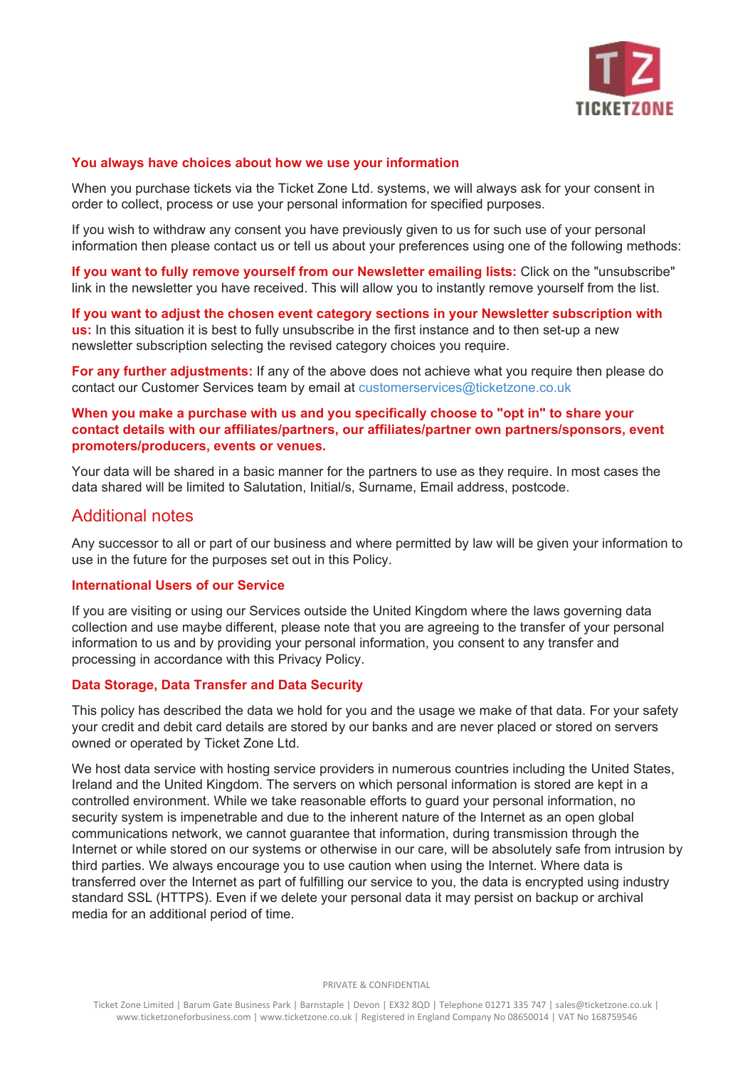### You always have choices about how we use your information

When you purchase tickets via the Ticket Zone Ltd. systems, we will always ask for your consent in order to collect, process or use your personal information for specified purposes.

If you wish to withdraw any consent you have previously given to us for such use of your personal information then please contact us or tell us about your preferences using one of the following methods:

**If you want to fully remove yourself from our Newsletter emailing lists:** Click on the "unsubscribe" link in the newsletter you have received. This will allow you to instantly remove yourself from the list.

**If you want to adjust the chosen event category sections in your Newsletter subscription with us:** In this situation it is best to fully unsubscribe in the first instance and to then set-up a new newsletter subscription selecting the revised category choices you require.

**For any further adjustments:** If any of the above does not achieve what you require then please do contact our Customer Services team by email at customerservices@ticketzone.co.uk

**When you make a purchase with us and you specifically choose to "opt in" to share your contact details with our affiliates/partners, our affiliates/partner own partners/sponsors, event promoters/producers, events or venues.**

Your data will be shared in a basic manner for the partners to use as they require. In most cases the data shared will be limited to Salutation, Initial/s, Surname, Email address, postcode.

## Additional notes

Any successor to all or part of our business and where permitted by law will be given your information to use in the future for the purposes set out in this Policy.

### International Users of our Service

If you are visiting or using our Services outside the United Kingdom where the laws governing data collection and use maybe different, please note that you are agreeing to the transfer of your personal information to us and by providing your personal information, you consent to any transfer and processing in accordance with this Privacy Policy.

### Data Storage, Data Transfer and Data Security

This policy has described the data we hold for you and the usage we make of that data. For your safety your credit and debit card details are stored by our banks and are never placed or stored on servers owned or operated by Ticket Zone Ltd.

We host data service with hosting service providers in numerous countries including the United States, Ireland and the United Kingdom. The servers on which personal information is stored are kept in a controlled environment. While we take reasonable efforts to guard your personal information, no security system is impenetrable and due to the inherent nature of the Internet as an open global communications network, we cannot guarantee that information, during transmission through the Internet or while stored on our systems or otherwise in our care, will be absolutely safe from intrusion by third parties. We always encourage you to use caution when using the Internet. Where data is transferred over the Internet as part of fulfilling our service to you, the data is encrypted using industry standard SSL (HTTPS). Even if we delete your personal data it may persist on backup or archival media for an additional period of time.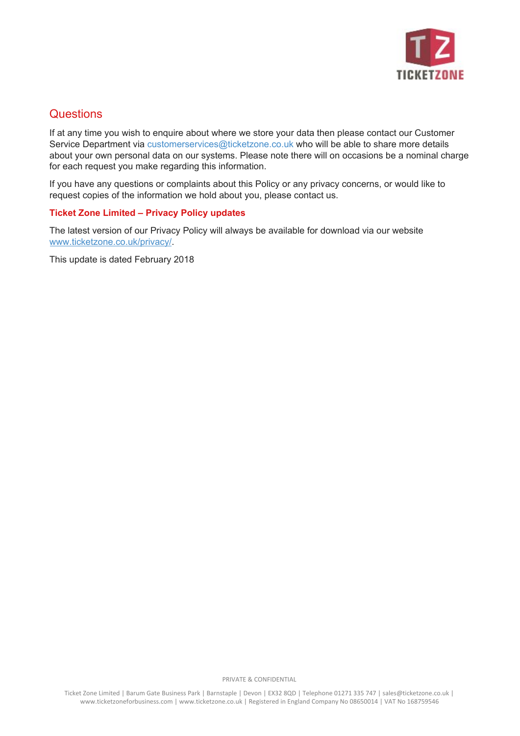## Questions

If at any time you wish to enquire about where we store your data then please contact our Customer Service Department via customerservices@ticketzone.co.uk who will be able to share more details about your own personal data on our systems. Please note there will on occasions be a nominal charge for each request you make regarding this information.

If you have any questions or complaints about this Policy or any privacy concerns, or would like to request copies of the information we hold about you, please contact us.

### Ticket Zone Limited – Privacy Policy updates

The latest version of our Privacy Policy will always be available for download via our website www.ticketzone.co.uk/privacy/.

This update is dated February 2018